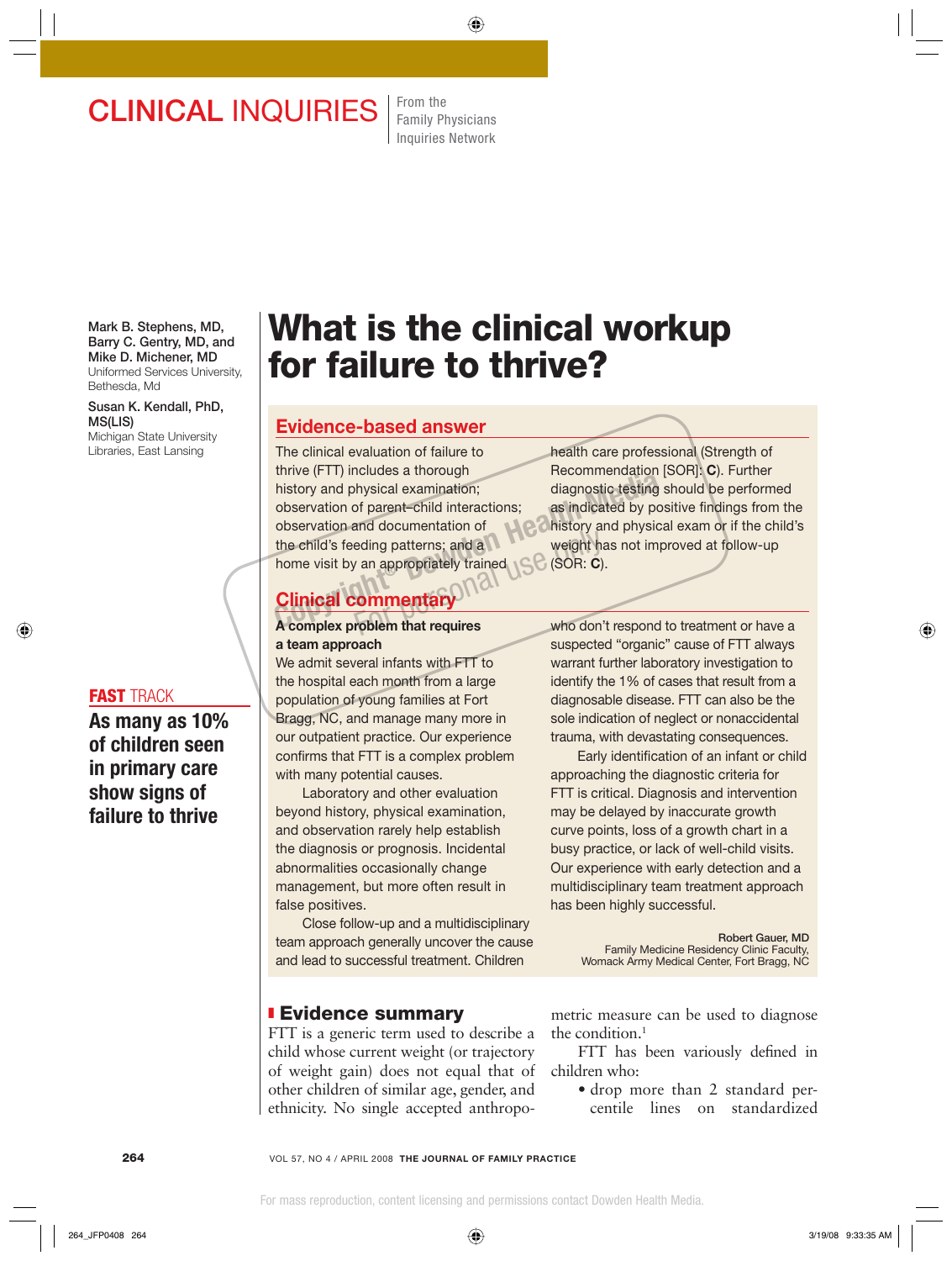# CLINICAL INQUIRIES

From the Family Physicians Inquiries Network

Mark B. Stephens, MD, Barry C. Gentry, MD, and Mike D. Michener, MD
Uniformed Services University, Bethesda, Md

Susan K. Kendall, PhD, MS(LIS)
Michigan State University Libraries, East Lansing

# What is the clinical workup for failure to thrive?

## Evidence-based answer

The clinical evaluation of failure to thrive (FTT) includes a thorough history and physical examination; observation of parent–child interactions; observation and documentation of the child's feeding patterns; and a home visit by an appropriately trained health care professional (Strength of Recommendation [SOR]: **C**). Further diagnostic testing should be performed as indicated by positive findings from the history and physical exam or if the child's weight has not improved at follow-up (SOR: **C**).

## Clinical commentary

**A complex problem that requires a team approach**

We admit several infants with FTT to the hospital each month from a large population of young families at Fort Bragg, NC, and manage many more in our outpatient practice. Our experience confirms that FTT is a complex problem with many potential causes.

Laboratory and other evaluation beyond history, physical examination, and observation rarely help establish the diagnosis or prognosis. Incidental abnormalities occasionally change management, but more often result in false positives.

Close follow-up and a multidisciplinary team approach generally uncover the cause and lead to successful treatment. Children who don't respond to treatment or have a suspected "organic" cause of FTT always warrant further laboratory investigation to identify the 1% of cases that result from a diagnosable disease. FTT can also be the sole indication of neglect or nonaccidental trauma, with devastating consequences.

Early identification of an infant or child approaching the diagnostic criteria for FTT is critical. Diagnosis and intervention may be delayed by inaccurate growth curve points, loss of a growth chart in a busy practice, or lack of well-child visits. Our experience with early detection and a multidisciplinary team treatment approach has been highly successful.

Robert Gauer, MD
Family Medicine Residency Clinic Faculty, Womack Army Medical Center, Fort Bragg, NC

**FAST TRACK**

**As many as 10% of children seen in primary care show signs of failure to thrive**

## Evidence summary

FTT is a generic term used to describe a child whose current weight (or trajectory of weight gain) does not equal that of other children of similar age, gender, and ethnicity. No single accepted anthropometric measure can be used to diagnose the condition.[1]

FTT has been variously defined in children who:

- drop more than 2 standard percentile lines on standardized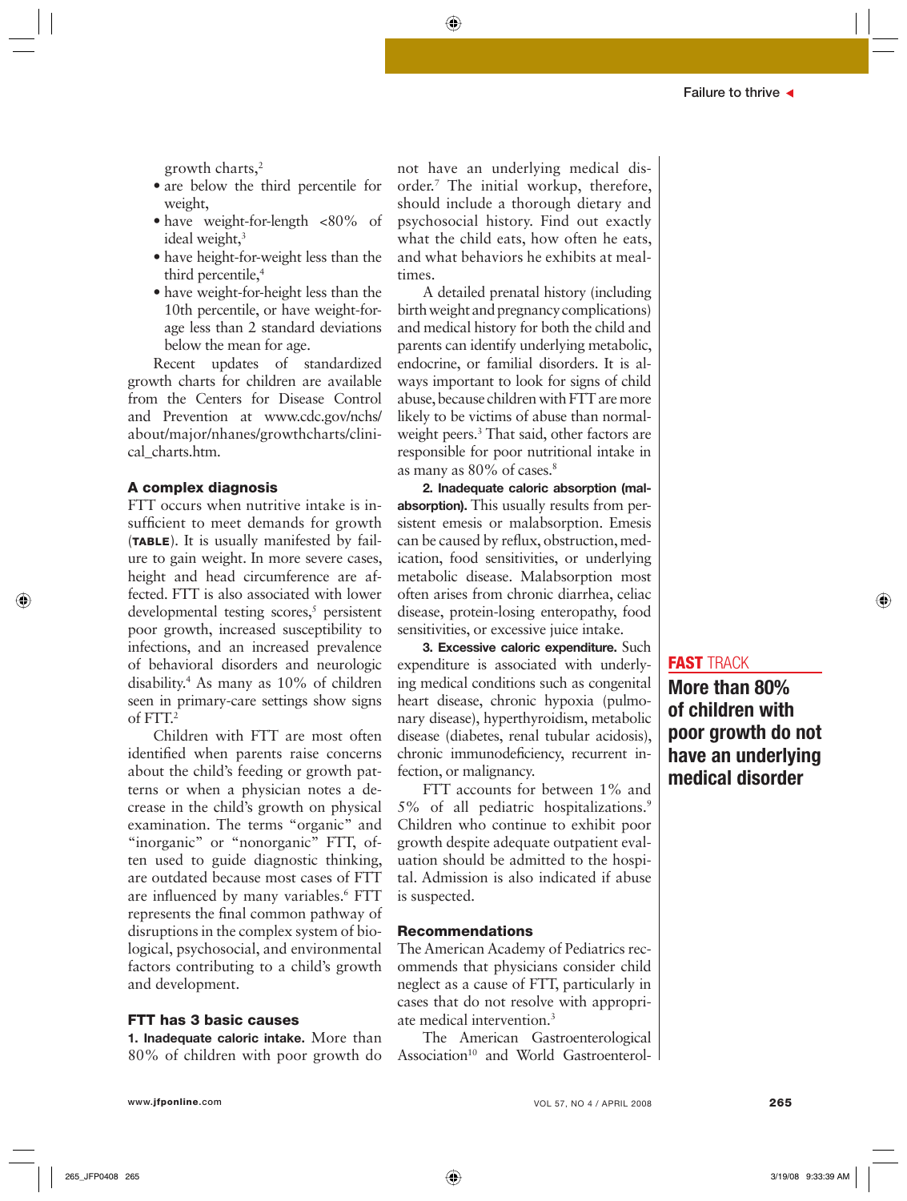growth charts,[2]

- are below the third percentile for weight,
- have weight-for-length <80% of ideal weight,[3]
- have height-for-weight less than the third percentile,[4]
- have weight-for-height less than the 10th percentile, or have weight-for-age less than 2 standard deviations below the mean for age.

Recent updates of standardized growth charts for children are available from the Centers for Disease Control and Prevention at www.cdc.gov/nchs/about/major/nhanes/growthcharts/clinical_charts.htm.

### A complex diagnosis

FTT occurs when nutritive intake is insufficient to meet demands for growth (**TABLE**). It is usually manifested by failure to gain weight. In more severe cases, height and head circumference are affected. FTT is also associated with lower developmental testing scores,[5] persistent poor growth, increased susceptibility to infections, and an increased prevalence of behavioral disorders and neurologic disability.[4] As many as 10% of children seen in primary-care settings show signs of FTT.[2]

Children with FTT are most often identified when parents raise concerns about the child's feeding or growth patterns or when a physician notes a decrease in the child's growth on physical examination. The terms "organic" and "inorganic" or "nonorganic" FTT, often used to guide diagnostic thinking, are outdated because most cases of FTT are influenced by many variables.[6] FTT represents the final common pathway of disruptions in the complex system of biological, psychosocial, and environmental factors contributing to a child's growth and development.

### FTT has 3 basic causes

**1. Inadequate caloric intake.** More than 80% of children with poor growth do not have an underlying medical disorder.[7] The initial workup, therefore, should include a thorough dietary and psychosocial history. Find out exactly what the child eats, how often he eats, and what behaviors he exhibits at mealtimes.

A detailed prenatal history (including birth weight and pregnancy complications) and medical history for both the child and parents can identify underlying metabolic, endocrine, or familial disorders. It is always important to look for signs of child abuse, because children with FTT are more likely to be victims of abuse than normal-weight peers.[3] That said, other factors are responsible for poor nutritional intake in as many as 80% of cases.[8]

**2. Inadequate caloric absorption (malabsorption).** This usually results from persistent emesis or malabsorption. Emesis can be caused by reflux, obstruction, medication, food sensitivities, or underlying metabolic disease. Malabsorption most often arises from chronic diarrhea, celiac disease, protein-losing enteropathy, food sensitivities, or excessive juice intake.

**3. Excessive caloric expenditure.** Such expenditure is associated with underlying medical conditions such as congenital heart disease, chronic hypoxia (pulmonary disease), hyperthyroidism, metabolic disease (diabetes, renal tubular acidosis), chronic immunodeficiency, recurrent infection, or malignancy.

FTT accounts for between 1% and 5% of all pediatric hospitalizations.[9] Children who continue to exhibit poor growth despite adequate outpatient evaluation should be admitted to the hospital. Admission is also indicated if abuse is suspected.

### Recommendations

The American Academy of Pediatrics recommends that physicians consider child neglect as a cause of FTT, particularly in cases that do not resolve with appropriate medical intervention.[3]

The American Gastroenterological Association[10] and World Gastroenterol-

**FAST TRACK**

**More than 80% of children with poor growth do not have an underlying medical disorder**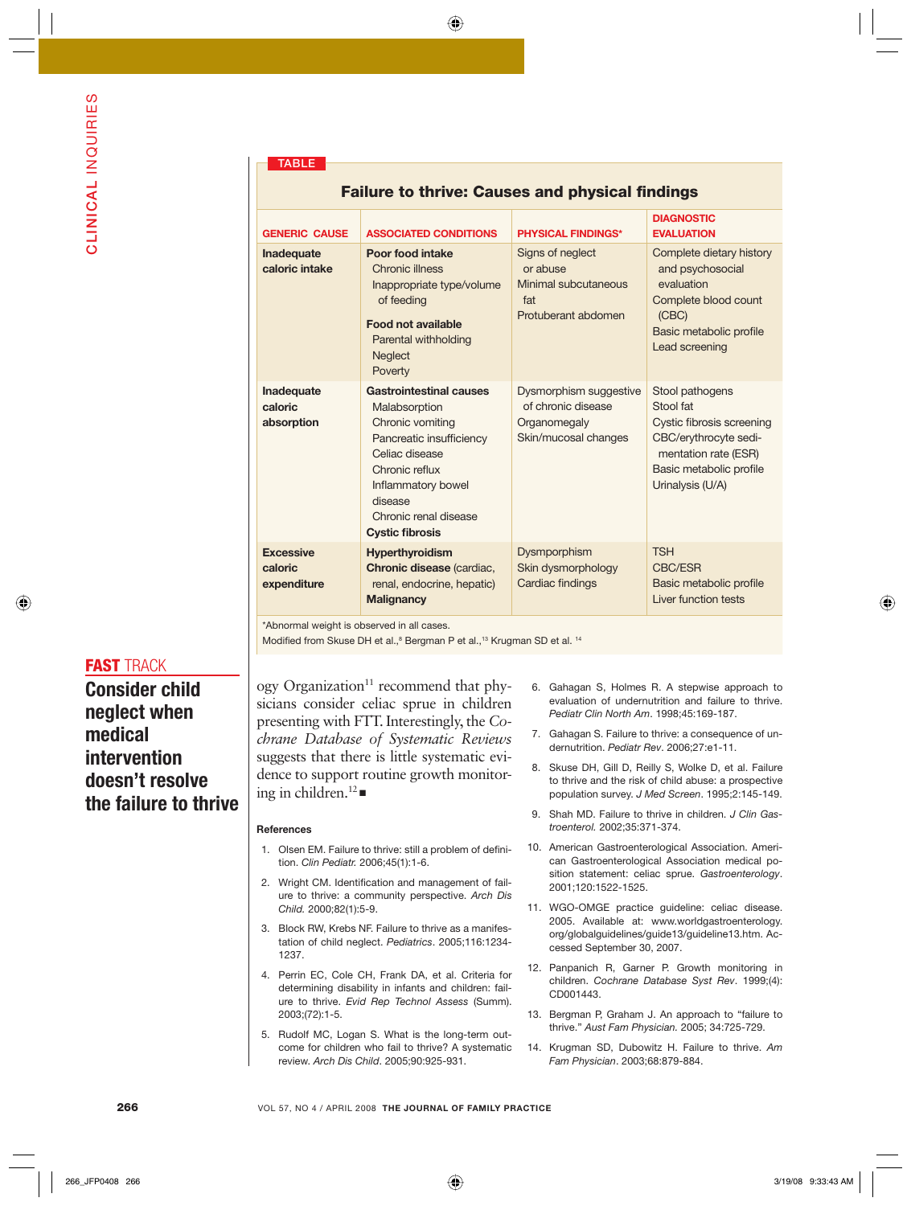**TABLE**

**Failure to thrive: Causes and physical findings**

| GENERIC CAUSE | ASSOCIATED CONDITIONS | PHYSICAL FINDINGS* | DIAGNOSTIC EVALUATION |
|---|---|---|---|
| **Inadequate caloric intake** | **Poor food intake**<br>Chronic illness<br>Inappropriate type/volume of feeding<br>**Food not available**<br>Parental withholding<br>Neglect<br>Poverty | Signs of neglect or abuse<br>Minimal subcutaneous fat<br>Protuberant abdomen | Complete dietary history and psychosocial evaluation<br>Complete blood count (CBC)<br>Basic metabolic profile<br>Lead screening |
| **Inadequate caloric absorption** | **Gastrointestinal causes**<br>Malabsorption<br>Chronic vomiting<br>Pancreatic insufficiency<br>Celiac disease<br>Chronic reflux<br>Inflammatory bowel disease<br>Chronic renal disease<br>**Cystic fibrosis** | Dysmorphism suggestive of chronic disease<br>Organomegaly<br>Skin/mucosal changes | Stool pathogens<br>Stool fat<br>Cystic fibrosis screening<br>CBC/erythrocyte sedimentation rate (ESR)<br>Basic metabolic profile<br>Urinalysis (U/A) |
| **Excessive caloric expenditure** | **Hyperthyroidism**<br>**Chronic disease** (cardiac, renal, endocrine, hepatic)<br>**Malignancy** | Dysmporphism<br>Skin dysmorphology<br>Cardiac findings | TSH<br>CBC/ESR<br>Basic metabolic profile<br>Liver function tests |

*Abnormal weight is observed in all cases.
Modified from Skuse DH et al.,[8] Bergman P et al.,[13] Krugman SD et al. [14]

**FAST TRACK**
**Consider child neglect when medical intervention doesn't resolve the failure to thrive**

ogy Organization[11] recommend that physicians consider celiac sprue in children presenting with FTT. Interestingly, the *Cochrane Database of Systematic Reviews* suggests that there is little systematic evidence to support routine growth monitoring in children.[12] ■

### References

1. Olsen EM. Failure to thrive: still a problem of definition. *Clin Pediatr.* 2006;45(1):1-6.
2. Wright CM. Identification and management of failure to thrive: a community perspective. *Arch Dis Child.* 2000;82(1):5-9.
3. Block RW, Krebs NF. Failure to thrive as a manifestation of child neglect. *Pediatrics*. 2005;116:1234-1237.
4. Perrin EC, Cole CH, Frank DA, et al. Criteria for determining disability in infants and children: failure to thrive. *Evid Rep Technol Assess* (Summ). 2003;(72):1-5.
5. Rudolf MC, Logan S. What is the long-term outcome for children who fail to thrive? A systematic review. *Arch Dis Child*. 2005;90:925-931.
6. Gahagan S, Holmes R. A stepwise approach to evaluation of undernutrition and failure to thrive. *Pediatr Clin North Am*. 1998;45:169-187.
7. Gahagan S. Failure to thrive: a consequence of undernutrition. *Pediatr Rev*. 2006;27:e1-11.
8. Skuse DH, Gill D, Reilly S, Wolke D, et al. Failure to thrive and the risk of child abuse: a prospective population survey. *J Med Screen*. 1995;2:145-149.
9. Shah MD. Failure to thrive in children. *J Clin Gastroenterol.* 2002;35:371-374.
10. American Gastroenterological Association. American Gastroenterological Association medical position statement: celiac sprue. *Gastroenterology*. 2001;120:1522-1525.
11. WGO-OMGE practice guideline: celiac disease. 2005. Available at: www.worldgastroenterology.org/globalguidelines/guide13/guideline13.htm. Accessed September 30, 2007.
12. Panpanich R, Garner P. Growth monitoring in children. *Cochrane Database Syst Rev*. 1999;(4):CD001443.
13. Bergman P, Graham J. An approach to "failure to thrive." *Aust Fam Physician.* 2005; 34:725-729.
14. Krugman SD, Dubowitz H. Failure to thrive. *Am Fam Physician*. 2003;68:879-884.